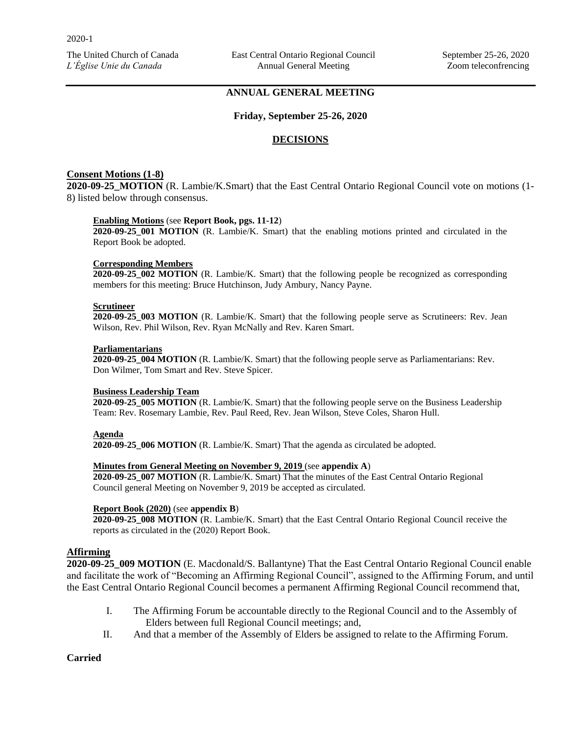2020-1

The United Church of Canada
*L'Église Unie du Canada*

East Central Ontario Regional Council
Annual General Meeting

September 25-26, 2020
Zoom teleconfrencing

## ANNUAL GENERAL MEETING

**Friday, September 25-26, 2020**

## DECISIONS

### Consent Motions (1-8)

**2020-09-25_MOTION** (R. Lambie/K.Smart) that the East Central Ontario Regional Council vote on motions (1-8) listed below through consensus.

**Enabling Motions** (see **Report Book, pgs. 11-12**)
**2020-09-25_001 MOTION** (R. Lambie/K. Smart) that the enabling motions printed and circulated in the Report Book be adopted.

**Corresponding Members**
**2020-09-25_002 MOTION** (R. Lambie/K. Smart) that the following people be recognized as corresponding members for this meeting: Bruce Hutchinson, Judy Ambury, Nancy Payne.

**Scrutineer**
**2020-09-25_003 MOTION** (R. Lambie/K. Smart) that the following people serve as Scrutineers: Rev. Jean Wilson, Rev. Phil Wilson, Rev. Ryan McNally and Rev. Karen Smart.

**Parliamentarians**
**2020-09-25_004 MOTION** (R. Lambie/K. Smart) that the following people serve as Parliamentarians: Rev. Don Wilmer, Tom Smart and Rev. Steve Spicer.

**Business Leadership Team**
**2020-09-25_005 MOTION** (R. Lambie/K. Smart) that the following people serve on the Business Leadership Team: Rev. Rosemary Lambie, Rev. Paul Reed, Rev. Jean Wilson, Steve Coles, Sharon Hull.

**Agenda**
**2020-09-25_006 MOTION** (R. Lambie/K. Smart) That the agenda as circulated be adopted.

**Minutes from General Meeting on November 9, 2019** (see **appendix A**)
**2020-09-25_007 MOTION** (R. Lambie/K. Smart) That the minutes of the East Central Ontario Regional Council general Meeting on November 9, 2019 be accepted as circulated.

**Report Book (2020)** (see **appendix B**)
**2020-09-25_008 MOTION** (R. Lambie/K. Smart) that the East Central Ontario Regional Council receive the reports as circulated in the (2020) Report Book.

### Affirming

**2020-09-25_009 MOTION** (E. Macdonald/S. Ballantyne) That the East Central Ontario Regional Council enable and facilitate the work of "Becoming an Affirming Regional Council", assigned to the Affirming Forum, and until the East Central Ontario Regional Council becomes a permanent Affirming Regional Council recommend that,

I. The Affirming Forum be accountable directly to the Regional Council and to the Assembly of Elders between full Regional Council meetings; and,
II. And that a member of the Assembly of Elders be assigned to relate to the Affirming Forum.

**Carried**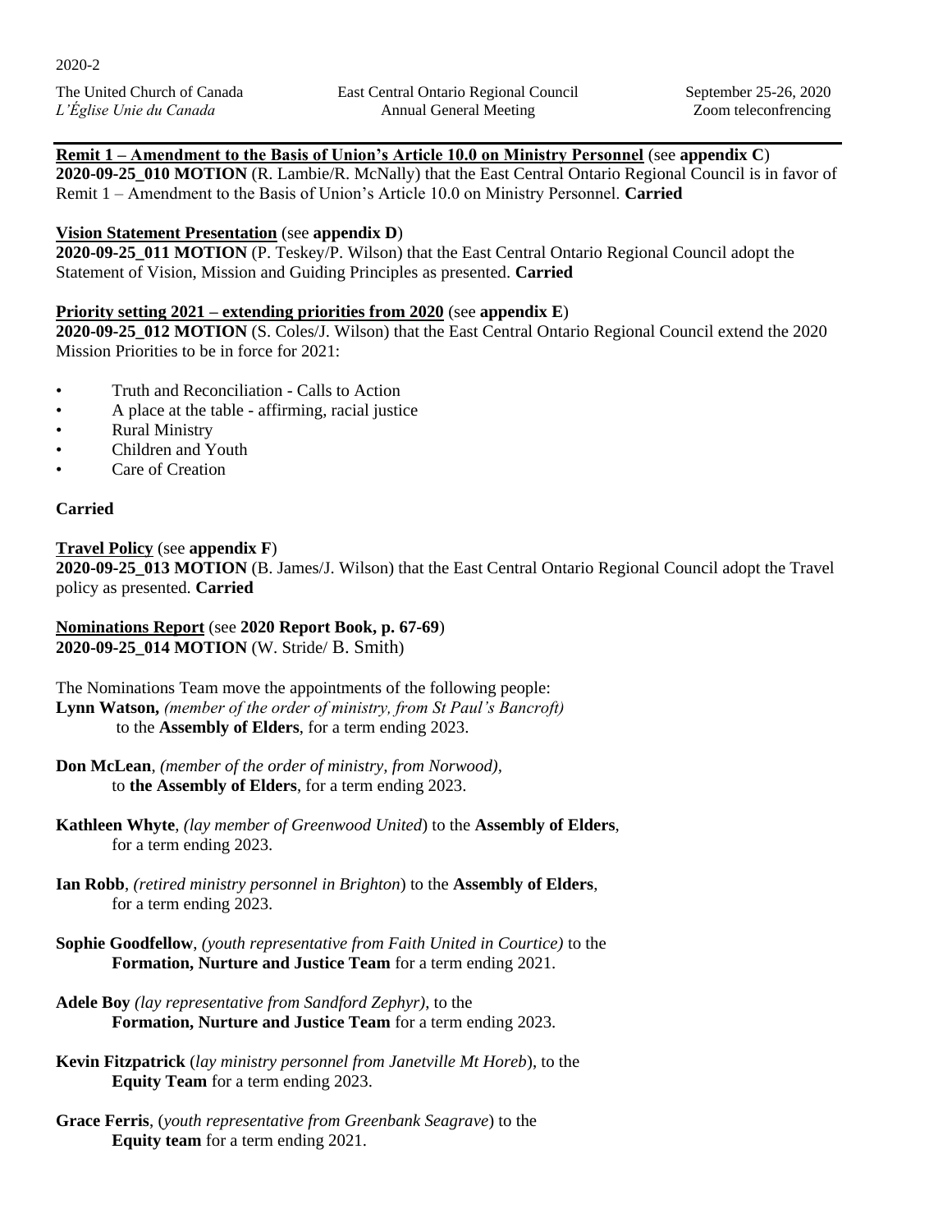**Remit 1 – Amendment to the Basis of Union's Article 10.0 on Ministry Personnel** (see **appendix C**)
**2020-09-25_010 MOTION** (R. Lambie/R. McNally) that the East Central Ontario Regional Council is in favor of Remit 1 – Amendment to the Basis of Union's Article 10.0 on Ministry Personnel. **Carried**

**Vision Statement Presentation** (see **appendix D**)
**2020-09-25_011 MOTION** (P. Teskey/P. Wilson) that the East Central Ontario Regional Council adopt the Statement of Vision, Mission and Guiding Principles as presented. **Carried**

**Priority setting 2021 – extending priorities from 2020** (see **appendix E**)
**2020-09-25_012 MOTION** (S. Coles/J. Wilson) that the East Central Ontario Regional Council extend the 2020 Mission Priorities to be in force for 2021:

- Truth and Reconciliation - Calls to Action
- A place at the table - affirming, racial justice
- Rural Ministry
- Children and Youth
- Care of Creation

**Carried**

**Travel Policy** (see **appendix F**)
**2020-09-25_013 MOTION** (B. James/J. Wilson) that the East Central Ontario Regional Council adopt the Travel policy as presented. **Carried**

**Nominations Report** (see **2020 Report Book, p. 67-69**)
**2020-09-25_014 MOTION** (W. Stride/ B. Smith)

The Nominations Team move the appointments of the following people:
**Lynn Watson,** *(member of the order of ministry, from St Paul's Bancroft)* to the **Assembly of Elders**, for a term ending 2023.

**Don McLean**, *(member of the order of ministry, from Norwood),* to **the Assembly of Elders**, for a term ending 2023.

**Kathleen Whyte**, *(lay member of Greenwood United*) to the **Assembly of Elders**, for a term ending 2023.

**Ian Robb**, *(retired ministry personnel in Brighton*) to the **Assembly of Elders**, for a term ending 2023.

**Sophie Goodfellow**, *(youth representative from Faith United in Courtice)* to the **Formation, Nurture and Justice Team** for a term ending 2021.

**Adele Boy** *(lay representative from Sandford Zephyr)*, to the **Formation, Nurture and Justice Team** for a term ending 2023.

**Kevin Fitzpatrick** (*lay ministry personnel from Janetville Mt Horeb*), to the **Equity Team** for a term ending 2023.

**Grace Ferris**, (*youth representative from Greenbank Seagrave*) to the **Equity team** for a term ending 2021.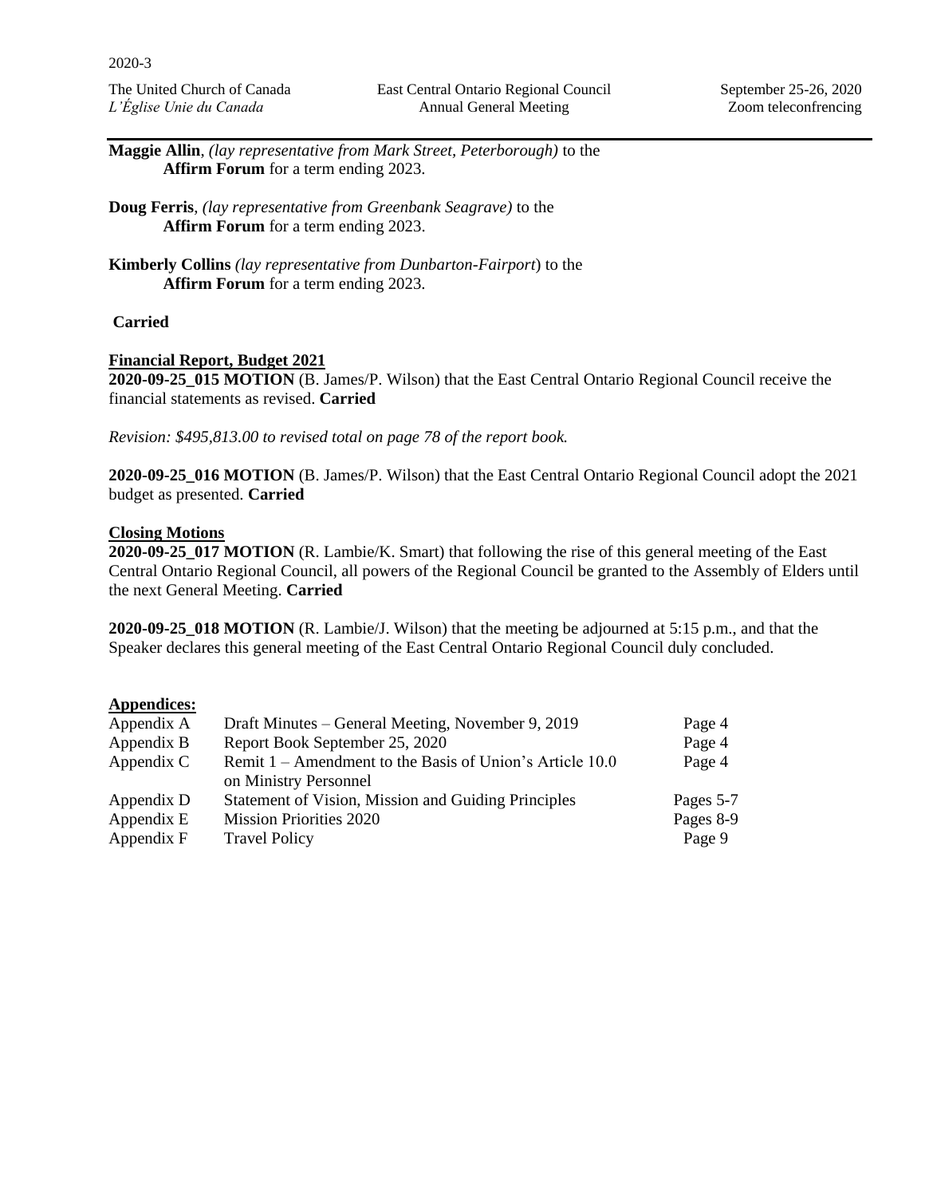**Maggie Allin**, *(lay representative from Mark Street, Peterborough)* to the **Affirm Forum** for a term ending 2023.

**Doug Ferris**, *(lay representative from Greenbank Seagrave)* to the **Affirm Forum** for a term ending 2023.

**Kimberly Collins** *(lay representative from Dunbarton-Fairport*) to the **Affirm Forum** for a term ending 2023.

**Carried**

**Financial Report, Budget 2021**

**2020-09-25_015 MOTION** (B. James/P. Wilson) that the East Central Ontario Regional Council receive the financial statements as revised. **Carried**

*Revision: $495,813.00 to revised total on page 78 of the report book.*

**2020-09-25_016 MOTION** (B. James/P. Wilson) that the East Central Ontario Regional Council adopt the 2021 budget as presented. **Carried**

**Closing Motions**

**2020-09-25_017 MOTION** (R. Lambie/K. Smart) that following the rise of this general meeting of the East Central Ontario Regional Council, all powers of the Regional Council be granted to the Assembly of Elders until the next General Meeting. **Carried**

**2020-09-25_018 MOTION** (R. Lambie/J. Wilson) that the meeting be adjourned at 5:15 p.m., and that the Speaker declares this general meeting of the East Central Ontario Regional Council duly concluded.

**Appendices:**

| | | |
|---|---|---|
| Appendix A | Draft Minutes – General Meeting, November 9, 2019 | Page 4 |
| Appendix B | Report Book September 25, 2020 | Page 4 |
| Appendix C | Remit 1 – Amendment to the Basis of Union's Article 10.0 on Ministry Personnel | Page 4 |
| Appendix D | Statement of Vision, Mission and Guiding Principles | Pages 5-7 |
| Appendix E | Mission Priorities 2020 | Pages 8-9 |
| Appendix F | Travel Policy | Page 9 |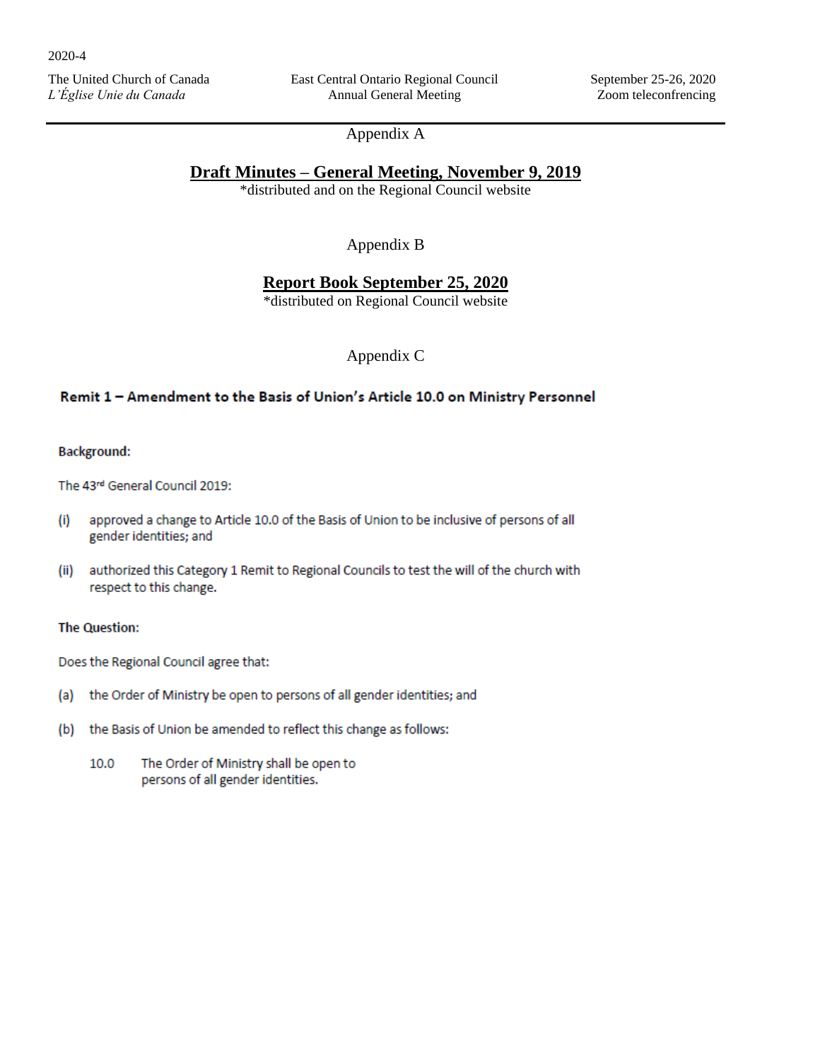Appendix A

## Draft Minutes – General Meeting, November 9, 2019

*distributed and on the Regional Council website

Appendix B

## Report Book September 25, 2020

*distributed on Regional Council website

Appendix C

### Remit 1 – Amendment to the Basis of Union's Article 10.0 on Ministry Personnel

**Background:**

The 43rd General Council 2019:

(i) approved a change to Article 10.0 of the Basis of Union to be inclusive of persons of all gender identities; and

(ii) authorized this Category 1 Remit to Regional Councils to test the will of the church with respect to this change.

**The Question:**

Does the Regional Council agree that:

(a) the Order of Ministry be open to persons of all gender identities; and

(b) the Basis of Union be amended to reflect this change as follows:

10.0 The Order of Ministry shall be open to persons of all gender identities.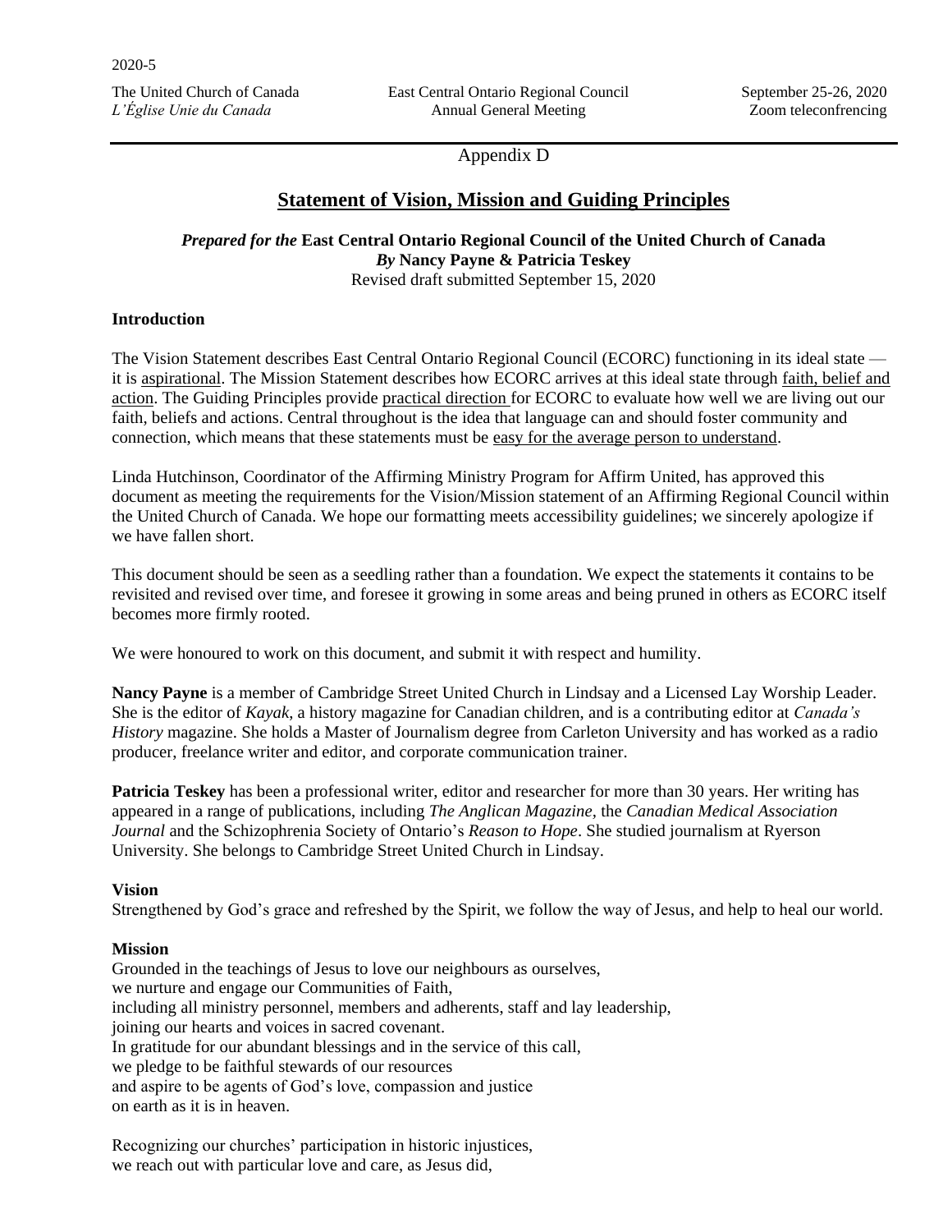Appendix D

## Statement of Vision, Mission and Guiding Principles

***Prepared for the* East Central Ontario Regional Council of the United Church of Canada**
***By* Nancy Payne & Patricia Teskey**
Revised draft submitted September 15, 2020

### Introduction

The Vision Statement describes East Central Ontario Regional Council (ECORC) functioning in its ideal state — it is aspirational. The Mission Statement describes how ECORC arrives at this ideal state through faith, belief and action. The Guiding Principles provide practical direction for ECORC to evaluate how well we are living out our faith, beliefs and actions. Central throughout is the idea that language can and should foster community and connection, which means that these statements must be easy for the average person to understand.

Linda Hutchinson, Coordinator of the Affirming Ministry Program for Affirm United, has approved this document as meeting the requirements for the Vision/Mission statement of an Affirming Regional Council within the United Church of Canada. We hope our formatting meets accessibility guidelines; we sincerely apologize if we have fallen short.

This document should be seen as a seedling rather than a foundation. We expect the statements it contains to be revisited and revised over time, and foresee it growing in some areas and being pruned in others as ECORC itself becomes more firmly rooted.

We were honoured to work on this document, and submit it with respect and humility.

**Nancy Payne** is a member of Cambridge Street United Church in Lindsay and a Licensed Lay Worship Leader. She is the editor of *Kayak*, a history magazine for Canadian children, and is a contributing editor at *Canada's History* magazine. She holds a Master of Journalism degree from Carleton University and has worked as a radio producer, freelance writer and editor, and corporate communication trainer.

**Patricia Teskey** has been a professional writer, editor and researcher for more than 30 years. Her writing has appeared in a range of publications, including *The Anglican Magazine*, the *Canadian Medical Association Journal* and the Schizophrenia Society of Ontario's *Reason to Hope*. She studied journalism at Ryerson University. She belongs to Cambridge Street United Church in Lindsay.

### Vision

Strengthened by God's grace and refreshed by the Spirit, we follow the way of Jesus, and help to heal our world.

### Mission

Grounded in the teachings of Jesus to love our neighbours as ourselves,
we nurture and engage our Communities of Faith,
including all ministry personnel, members and adherents, staff and lay leadership,
joining our hearts and voices in sacred covenant.
In gratitude for our abundant blessings and in the service of this call,
we pledge to be faithful stewards of our resources
and aspire to be agents of God's love, compassion and justice
on earth as it is in heaven.

Recognizing our churches' participation in historic injustices,
we reach out with particular love and care, as Jesus did,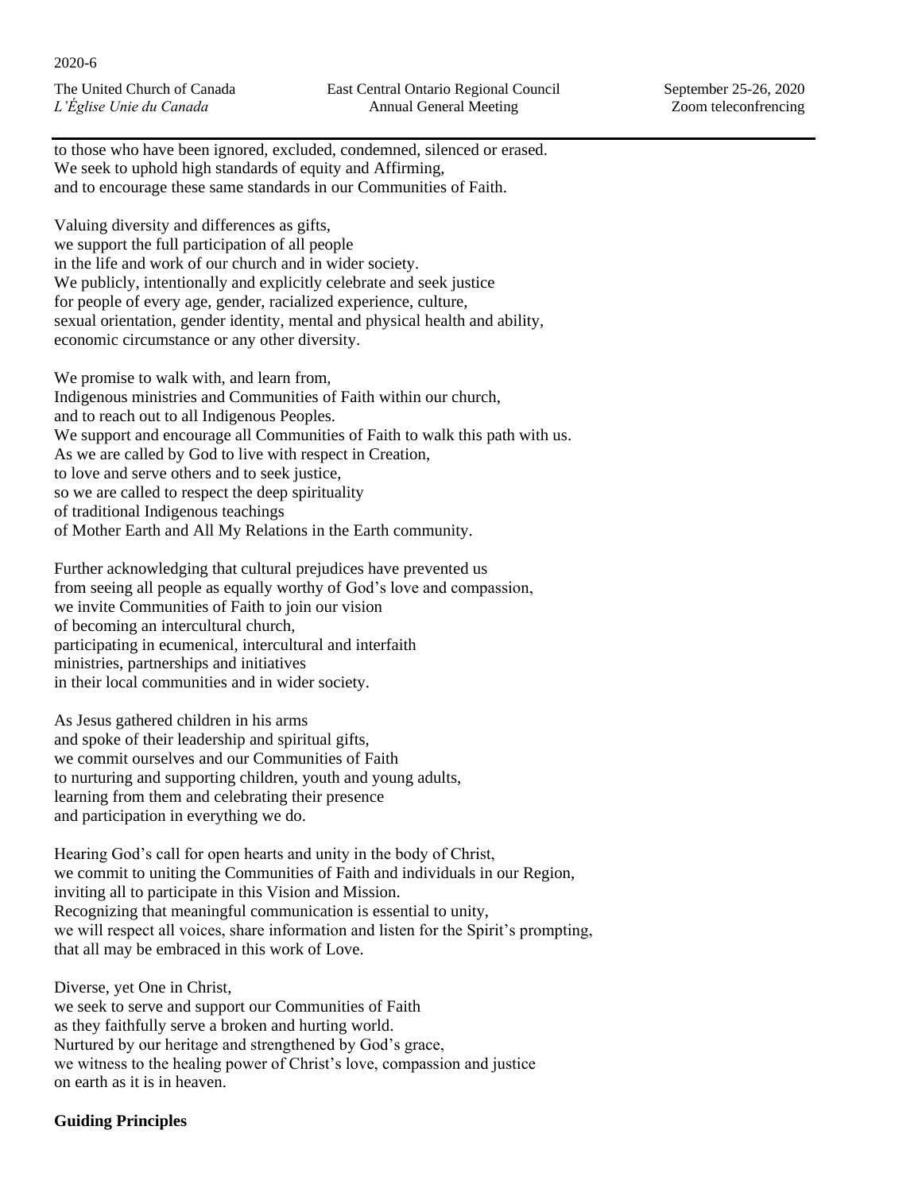to those who have been ignored, excluded, condemned, silenced or erased.
We seek to uphold high standards of equity and Affirming,
and to encourage these same standards in our Communities of Faith.

Valuing diversity and differences as gifts,
we support the full participation of all people
in the life and work of our church and in wider society.
We publicly, intentionally and explicitly celebrate and seek justice
for people of every age, gender, racialized experience, culture,
sexual orientation, gender identity, mental and physical health and ability,
economic circumstance or any other diversity.

We promise to walk with, and learn from,
Indigenous ministries and Communities of Faith within our church,
and to reach out to all Indigenous Peoples.
We support and encourage all Communities of Faith to walk this path with us.
As we are called by God to live with respect in Creation,
to love and serve others and to seek justice,
so we are called to respect the deep spirituality
of traditional Indigenous teachings
of Mother Earth and All My Relations in the Earth community.

Further acknowledging that cultural prejudices have prevented us
from seeing all people as equally worthy of God's love and compassion,
we invite Communities of Faith to join our vision
of becoming an intercultural church,
participating in ecumenical, intercultural and interfaith
ministries, partnerships and initiatives
in their local communities and in wider society.

As Jesus gathered children in his arms
and spoke of their leadership and spiritual gifts,
we commit ourselves and our Communities of Faith
to nurturing and supporting children, youth and young adults,
learning from them and celebrating their presence
and participation in everything we do.

Hearing God's call for open hearts and unity in the body of Christ,
we commit to uniting the Communities of Faith and individuals in our Region,
inviting all to participate in this Vision and Mission.
Recognizing that meaningful communication is essential to unity,
we will respect all voices, share information and listen for the Spirit's prompting,
that all may be embraced in this work of Love.

Diverse, yet One in Christ,
we seek to serve and support our Communities of Faith
as they faithfully serve a broken and hurting world.
Nurtured by our heritage and strengthened by God's grace,
we witness to the healing power of Christ's love, compassion and justice
on earth as it is in heaven.

**Guiding Principles**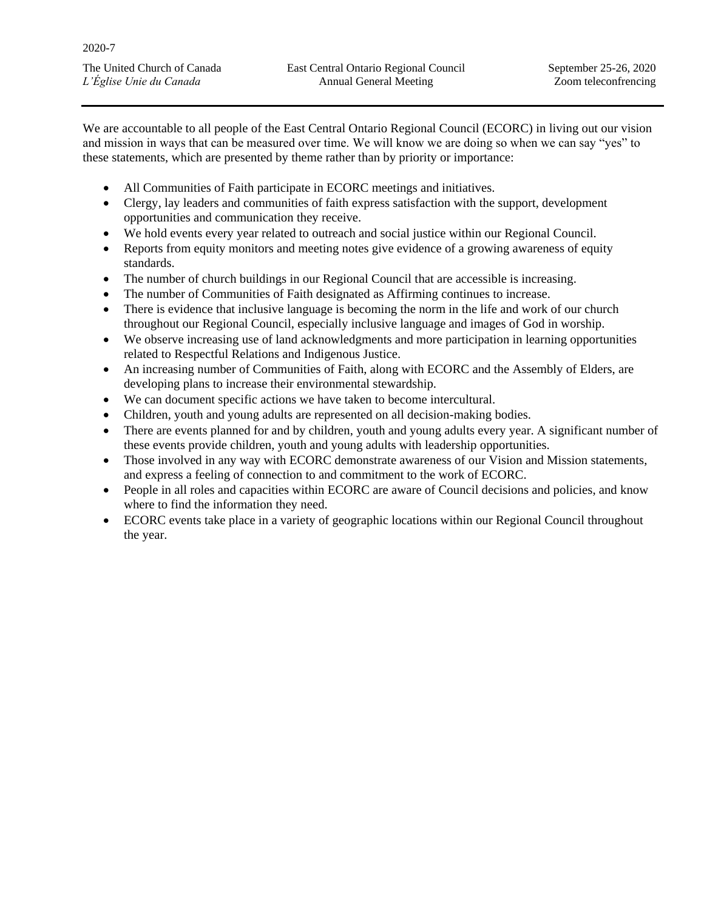We are accountable to all people of the East Central Ontario Regional Council (ECORC) in living out our vision and mission in ways that can be measured over time. We will know we are doing so when we can say "yes" to these statements, which are presented by theme rather than by priority or importance:

- All Communities of Faith participate in ECORC meetings and initiatives.
- Clergy, lay leaders and communities of faith express satisfaction with the support, development opportunities and communication they receive.
- We hold events every year related to outreach and social justice within our Regional Council.
- Reports from equity monitors and meeting notes give evidence of a growing awareness of equity standards.
- The number of church buildings in our Regional Council that are accessible is increasing.
- The number of Communities of Faith designated as Affirming continues to increase.
- There is evidence that inclusive language is becoming the norm in the life and work of our church throughout our Regional Council, especially inclusive language and images of God in worship.
- We observe increasing use of land acknowledgments and more participation in learning opportunities related to Respectful Relations and Indigenous Justice.
- An increasing number of Communities of Faith, along with ECORC and the Assembly of Elders, are developing plans to increase their environmental stewardship.
- We can document specific actions we have taken to become intercultural.
- Children, youth and young adults are represented on all decision-making bodies.
- There are events planned for and by children, youth and young adults every year. A significant number of these events provide children, youth and young adults with leadership opportunities.
- Those involved in any way with ECORC demonstrate awareness of our Vision and Mission statements, and express a feeling of connection to and commitment to the work of ECORC.
- People in all roles and capacities within ECORC are aware of Council decisions and policies, and know where to find the information they need.
- ECORC events take place in a variety of geographic locations within our Regional Council throughout the year.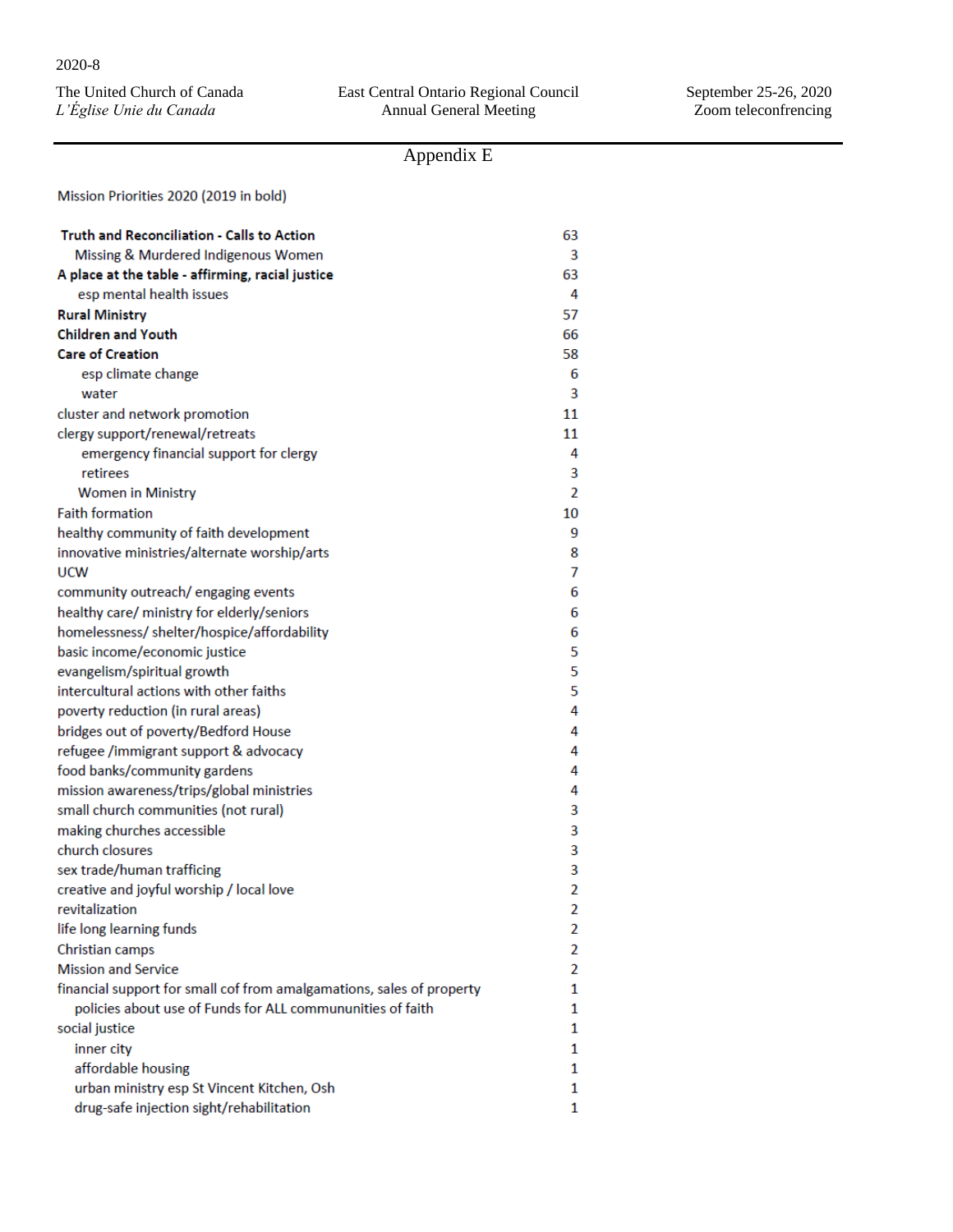## Appendix E

Mission Priorities 2020 (2019 in bold)

| | |
|---|---|
| **Truth and Reconciliation - Calls to Action** | 63 |
| Missing & Murdered Indigenous Women | 3 |
| **A place at the table - affirming, racial justice** | 63 |
| esp mental health issues | 4 |
| **Rural Ministry** | 57 |
| **Children and Youth** | 66 |
| **Care of Creation** | 58 |
| esp climate change | 6 |
| water | 3 |
| cluster and network promotion | 11 |
| clergy support/renewal/retreats | 11 |
| emergency financial support for clergy | 4 |
| retirees | 3 |
| Women in Ministry | 2 |
| Faith formation | 10 |
| healthy community of faith development | 9 |
| innovative ministries/alternate worship/arts | 8 |
| UCW | 7 |
| community outreach/ engaging events | 6 |
| healthy care/ ministry for elderly/seniors | 6 |
| homelessness/ shelter/hospice/affordability | 6 |
| basic income/economic justice | 5 |
| evangelism/spiritual growth | 5 |
| intercultural actions with other faiths | 5 |
| poverty reduction (in rural areas) | 4 |
| bridges out of poverty/Bedford House | 4 |
| refugee /immigrant support & advocacy | 4 |
| food banks/community gardens | 4 |
| mission awareness/trips/global ministries | 4 |
| small church communities (not rural) | 3 |
| making churches accessible | 3 |
| church closures | 3 |
| sex trade/human trafficing | 3 |
| creative and joyful worship / local love | 2 |
| revitalization | 2 |
| life long learning funds | 2 |
| Christian camps | 2 |
| Mission and Service | 2 |
| financial support for small cof from amalgamations, sales of property | 1 |
| policies about use of Funds for ALL commununities of faith | 1 |
| social justice | 1 |
| inner city | 1 |
| affordable housing | 1 |
| urban ministry esp St Vincent Kitchen, Osh | 1 |
| drug-safe injection sight/rehabilitation | 1 |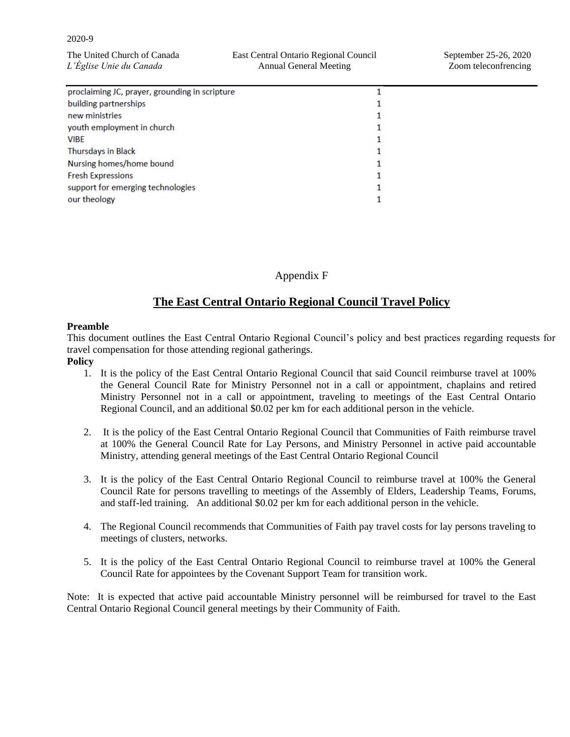| | |
|---|---|
| proclaiming JC, prayer, grounding in scripture | 1 |
| building partnerships | 1 |
| new ministries | 1 |
| youth employment in church | 1 |
| VIBE | 1 |
| Thursdays in Black | 1 |
| Nursing homes/home bound | 1 |
| Fresh Expressions | 1 |
| support for emerging technologies | 1 |
| our theology | 1 |

Appendix F

## The East Central Ontario Regional Council Travel Policy

**Preamble**

This document outlines the East Central Ontario Regional Council's policy and best practices regarding requests for travel compensation for those attending regional gatherings.

**Policy**

1. It is the policy of the East Central Ontario Regional Council that said Council reimburse travel at 100% the General Council Rate for Ministry Personnel not in a call or appointment, chaplains and retired Ministry Personnel not in a call or appointment, traveling to meetings of the East Central Ontario Regional Council, and an additional $0.02 per km for each additional person in the vehicle.

2. It is the policy of the East Central Ontario Regional Council that Communities of Faith reimburse travel at 100% the General Council Rate for Lay Persons, and Ministry Personnel in active paid accountable Ministry, attending general meetings of the East Central Ontario Regional Council

3. It is the policy of the East Central Ontario Regional Council to reimburse travel at 100% the General Council Rate for persons travelling to meetings of the Assembly of Elders, Leadership Teams, Forums, and staff-led training. An additional $0.02 per km for each additional person in the vehicle.

4. The Regional Council recommends that Communities of Faith pay travel costs for lay persons traveling to meetings of clusters, networks.

5. It is the policy of the East Central Ontario Regional Council to reimburse travel at 100% the General Council Rate for appointees by the Covenant Support Team for transition work.

Note: It is expected that active paid accountable Ministry personnel will be reimbursed for travel to the East Central Ontario Regional Council general meetings by their Community of Faith.